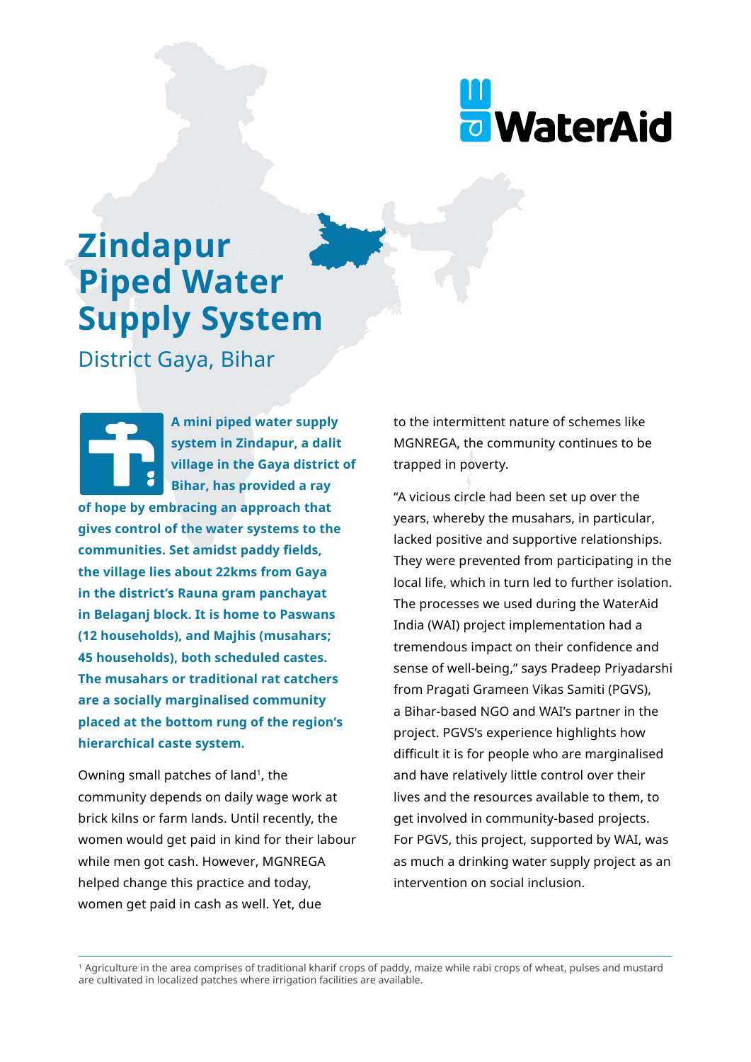# Zindapur Piped Water Supply System

## District Gaya, Bihar

**A mini piped water supply system in Zindapur, a dalit village in the Gaya district of Bihar, has provided a ray of hope by embracing an approach that gives control of the water systems to the communities. Set amidst paddy fields, the village lies about 22kms from Gaya in the district's Rauna gram panchayat in Belaganj block. It is home to Paswans (12 households), and Majhis (musahars; 45 households), both scheduled castes. The musahars or traditional rat catchers are a socially marginalised community placed at the bottom rung of the region's hierarchical caste system.**

Owning small patches of land[1], the community depends on daily wage work at brick kilns or farm lands. Until recently, the women would get paid in kind for their labour while men got cash. However, MGNREGA helped change this practice and today, women get paid in cash as well. Yet, due to the intermittent nature of schemes like MGNREGA, the community continues to be trapped in poverty.

"A vicious circle had been set up over the years, whereby the musahars, in particular, lacked positive and supportive relationships. They were prevented from participating in the local life, which in turn led to further isolation. The processes we used during the WaterAid India (WAI) project implementation had a tremendous impact on their confidence and sense of well-being," says Pradeep Priyadarshi from Pragati Grameen Vikas Samiti (PGVS), a Bihar-based NGO and WAI's partner in the project. PGVS's experience highlights how difficult it is for people who are marginalised and have relatively little control over their lives and the resources available to them, to get involved in community-based projects. For PGVS, this project, supported by WAI, was as much a drinking water supply project as an intervention on social inclusion.

---

[1] Agriculture in the area comprises of traditional kharif crops of paddy, maize while rabi crops of wheat, pulses and mustard are cultivated in localized patches where irrigation facilities are available.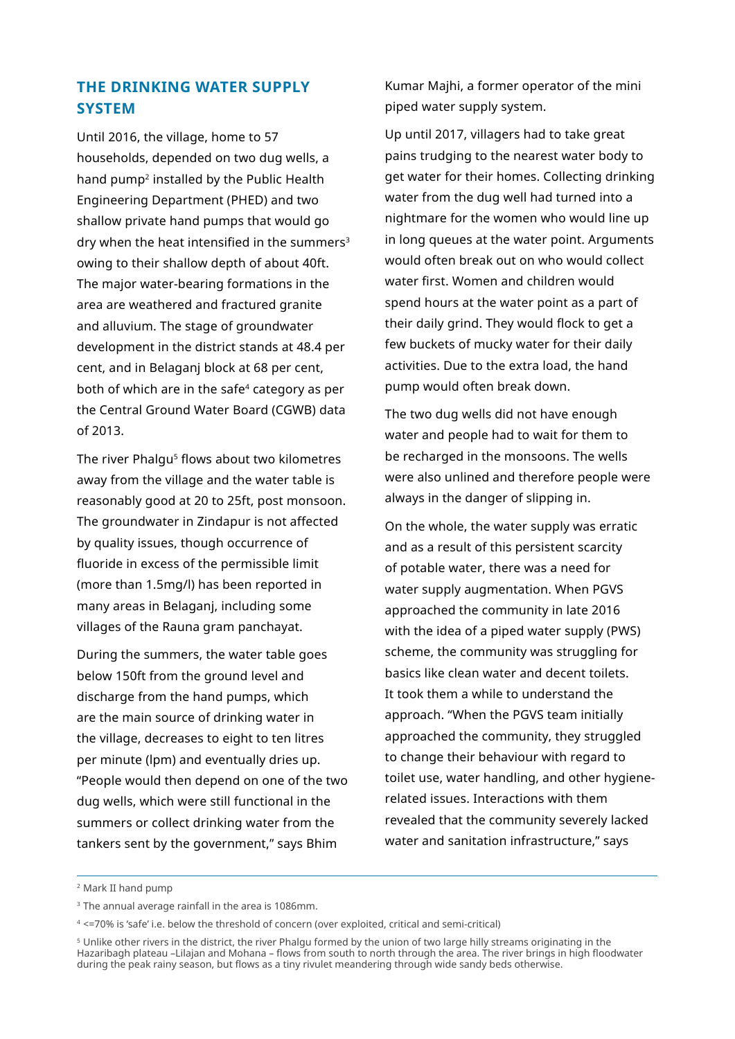## THE DRINKING WATER SUPPLY SYSTEM

Until 2016, the village, home to 57 households, depended on two dug wells, a hand pump[2] installed by the Public Health Engineering Department (PHED) and two shallow private hand pumps that would go dry when the heat intensified in the summers[3] owing to their shallow depth of about 40ft. The major water-bearing formations in the area are weathered and fractured granite and alluvium. The stage of groundwater development in the district stands at 48.4 per cent, and in Belaganj block at 68 per cent, both of which are in the safe[4] category as per the Central Ground Water Board (CGWB) data of 2013.

The river Phalgu[5] flows about two kilometres away from the village and the water table is reasonably good at 20 to 25ft, post monsoon. The groundwater in Zindapur is not affected by quality issues, though occurrence of fluoride in excess of the permissible limit (more than 1.5mg/l) has been reported in many areas in Belaganj, including some villages of the Rauna gram panchayat.

During the summers, the water table goes below 150ft from the ground level and discharge from the hand pumps, which are the main source of drinking water in the village, decreases to eight to ten litres per minute (lpm) and eventually dries up. "People would then depend on one of the two dug wells, which were still functional in the summers or collect drinking water from the tankers sent by the government," says Bhim Kumar Majhi, a former operator of the mini piped water supply system.

Up until 2017, villagers had to take great pains trudging to the nearest water body to get water for their homes. Collecting drinking water from the dug well had turned into a nightmare for the women who would line up in long queues at the water point. Arguments would often break out on who would collect water first. Women and children would spend hours at the water point as a part of their daily grind. They would flock to get a few buckets of mucky water for their daily activities. Due to the extra load, the hand pump would often break down.

The two dug wells did not have enough water and people had to wait for them to be recharged in the monsoons. The wells were also unlined and therefore people were always in the danger of slipping in.

On the whole, the water supply was erratic and as a result of this persistent scarcity of potable water, there was a need for water supply augmentation. When PGVS approached the community in late 2016 with the idea of a piped water supply (PWS) scheme, the community was struggling for basics like clean water and decent toilets. It took them a while to understand the approach. "When the PGVS team initially approached the community, they struggled to change their behaviour with regard to toilet use, water handling, and other hygiene-related issues. Interactions with them revealed that the community severely lacked water and sanitation infrastructure," says

---

[2] Mark II hand pump

[3] The annual average rainfall in the area is 1086mm.

[4] <=70% is 'safe' i.e. below the threshold of concern (over exploited, critical and semi-critical)

[5] Unlike other rivers in the district, the river Phalgu formed by the union of two large hilly streams originating in the Hazaribagh plateau –Lilajan and Mohana – flows from south to north through the area. The river brings in high floodwater during the peak rainy season, but flows as a tiny rivulet meandering through wide sandy beds otherwise.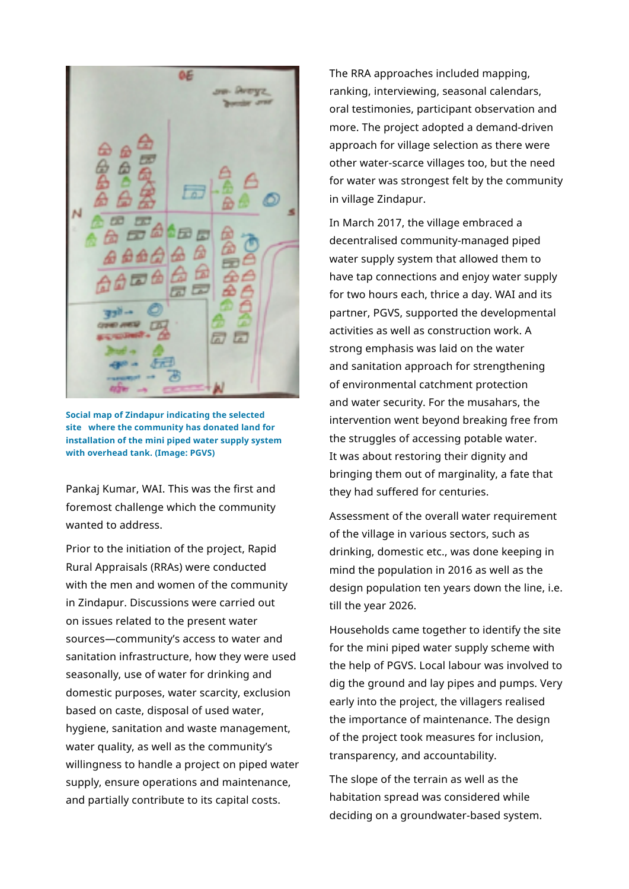Social map of Zindapur indicating the selected site where the community has donated land for installation of the mini piped water supply system with overhead tank. (Image: PGVS)

Pankaj Kumar, WAI. This was the first and foremost challenge which the community wanted to address.

Prior to the initiation of the project, Rapid Rural Appraisals (RRAs) were conducted with the men and women of the community in Zindapur. Discussions were carried out on issues related to the present water sources—community's access to water and sanitation infrastructure, how they were used seasonally, use of water for drinking and domestic purposes, water scarcity, exclusion based on caste, disposal of used water, hygiene, sanitation and waste management, water quality, as well as the community's willingness to handle a project on piped water supply, ensure operations and maintenance, and partially contribute to its capital costs.

The RRA approaches included mapping, ranking, interviewing, seasonal calendars, oral testimonies, participant observation and more. The project adopted a demand-driven approach for village selection as there were other water-scarce villages too, but the need for water was strongest felt by the community in village Zindapur.

In March 2017, the village embraced a decentralised community-managed piped water supply system that allowed them to have tap connections and enjoy water supply for two hours each, thrice a day. WAI and its partner, PGVS, supported the developmental activities as well as construction work. A strong emphasis was laid on the water and sanitation approach for strengthening of environmental catchment protection and water security. For the musahars, the intervention went beyond breaking free from the struggles of accessing potable water. It was about restoring their dignity and bringing them out of marginality, a fate that they had suffered for centuries.

Assessment of the overall water requirement of the village in various sectors, such as drinking, domestic etc., was done keeping in mind the population in 2016 as well as the design population ten years down the line, i.e. till the year 2026.

Households came together to identify the site for the mini piped water supply scheme with the help of PGVS. Local labour was involved to dig the ground and lay pipes and pumps. Very early into the project, the villagers realised the importance of maintenance. The design of the project took measures for inclusion, transparency, and accountability.

The slope of the terrain as well as the habitation spread was considered while deciding on a groundwater-based system.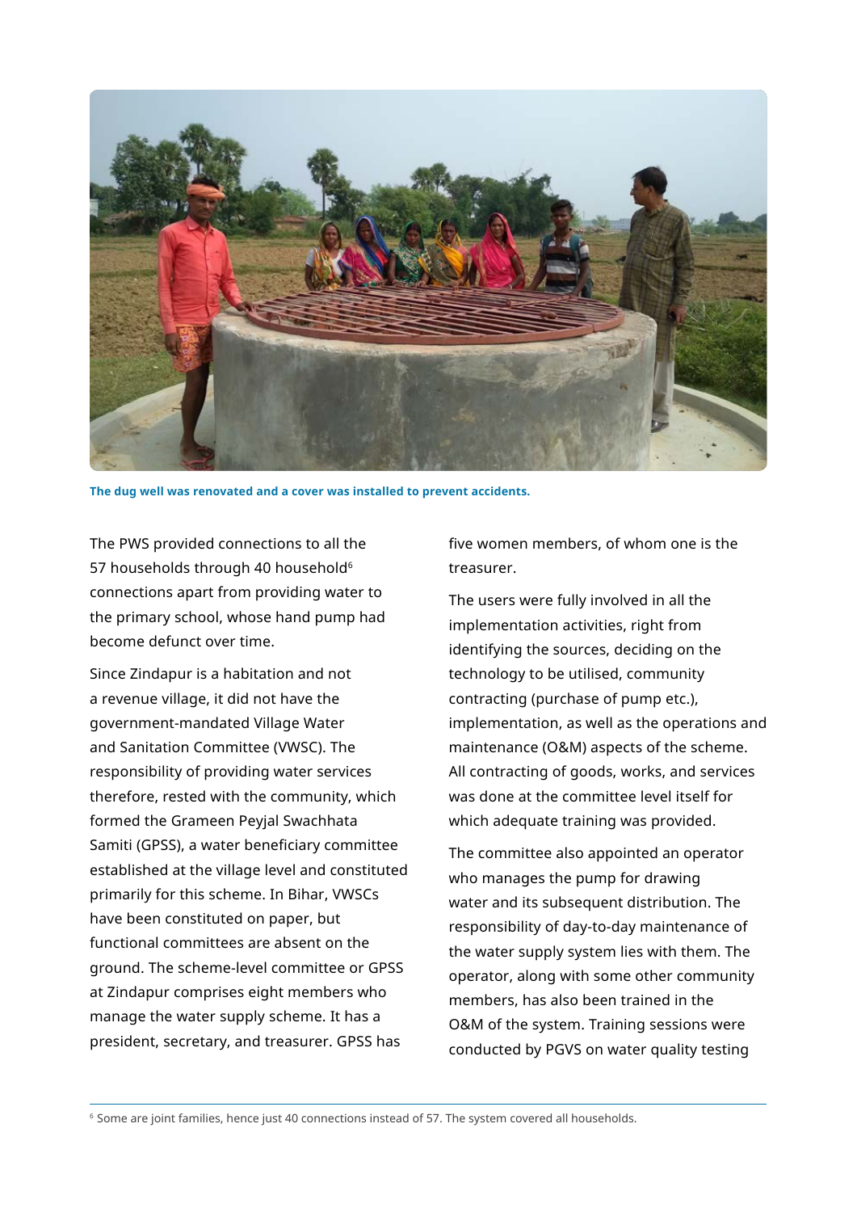The dug well was renovated and a cover was installed to prevent accidents.

The PWS provided connections to all the 57 households through 40 household[6] connections apart from providing water to the primary school, whose hand pump had become defunct over time.

Since Zindapur is a habitation and not a revenue village, it did not have the government-mandated Village Water and Sanitation Committee (VWSC). The responsibility of providing water services therefore, rested with the community, which formed the Grameen Peyjal Swachhata Samiti (GPSS), a water beneficiary committee established at the village level and constituted primarily for this scheme. In Bihar, VWSCs have been constituted on paper, but functional committees are absent on the ground. The scheme-level committee or GPSS at Zindapur comprises eight members who manage the water supply scheme. It has a president, secretary, and treasurer. GPSS has five women members, of whom one is the treasurer.

The users were fully involved in all the implementation activities, right from identifying the sources, deciding on the technology to be utilised, community contracting (purchase of pump etc.), implementation, as well as the operations and maintenance (O&M) aspects of the scheme. All contracting of goods, works, and services was done at the committee level itself for which adequate training was provided.

The committee also appointed an operator who manages the pump for drawing water and its subsequent distribution. The responsibility of day-to-day maintenance of the water supply system lies with them. The operator, along with some other community members, has also been trained in the O&M of the system. Training sessions were conducted by PGVS on water quality testing

[6] Some are joint families, hence just 40 connections instead of 57. The system covered all households.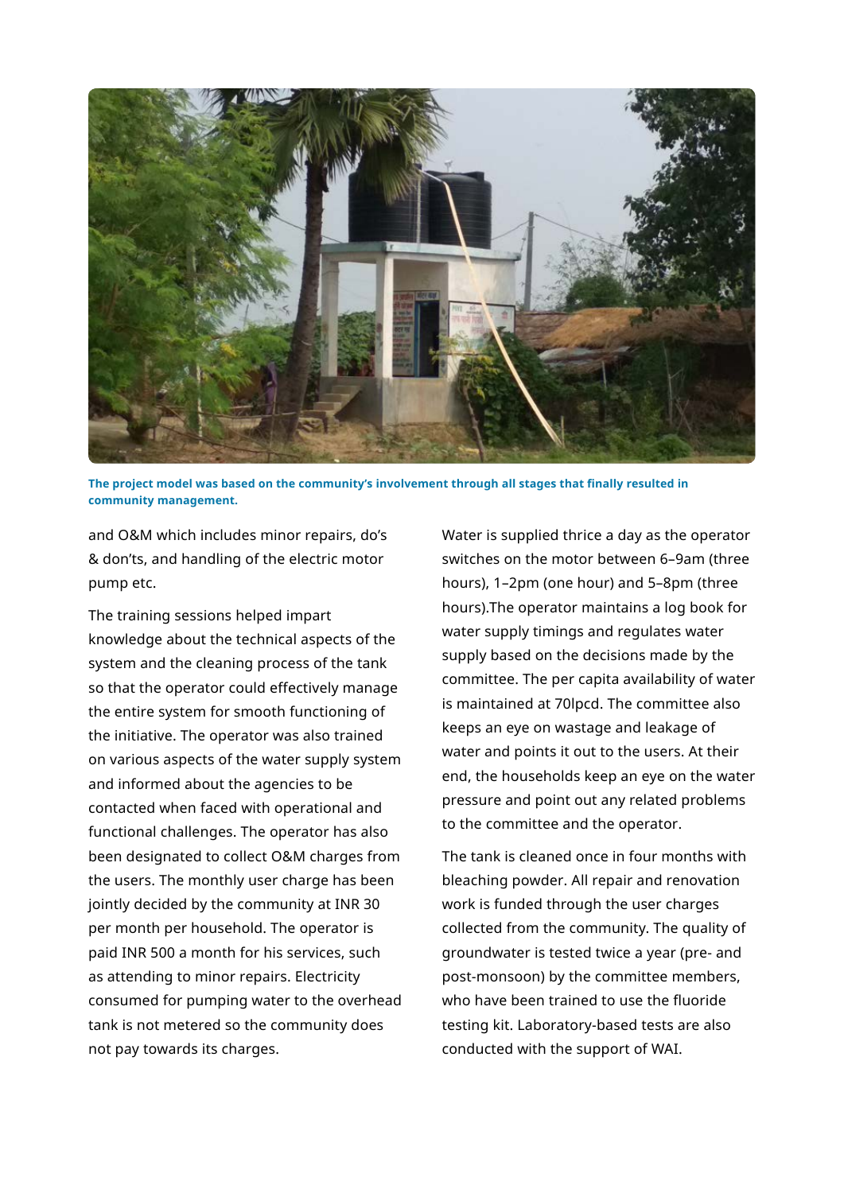**The project model was based on the community's involvement through all stages that finally resulted in community management.**

and O&M which includes minor repairs, do's & don'ts, and handling of the electric motor pump etc.

The training sessions helped impart knowledge about the technical aspects of the system and the cleaning process of the tank so that the operator could effectively manage the entire system for smooth functioning of the initiative. The operator was also trained on various aspects of the water supply system and informed about the agencies to be contacted when faced with operational and functional challenges. The operator has also been designated to collect O&M charges from the users. The monthly user charge has been jointly decided by the community at INR 30 per month per household. The operator is paid INR 500 a month for his services, such as attending to minor repairs. Electricity consumed for pumping water to the overhead tank is not metered so the community does not pay towards its charges.

Water is supplied thrice a day as the operator switches on the motor between 6–9am (three hours), 1–2pm (one hour) and 5–8pm (three hours).The operator maintains a log book for water supply timings and regulates water supply based on the decisions made by the committee. The per capita availability of water is maintained at 70lpcd. The committee also keeps an eye on wastage and leakage of water and points it out to the users. At their end, the households keep an eye on the water pressure and point out any related problems to the committee and the operator.

The tank is cleaned once in four months with bleaching powder. All repair and renovation work is funded through the user charges collected from the community. The quality of groundwater is tested twice a year (pre- and post-monsoon) by the committee members, who have been trained to use the fluoride testing kit. Laboratory-based tests are also conducted with the support of WAI.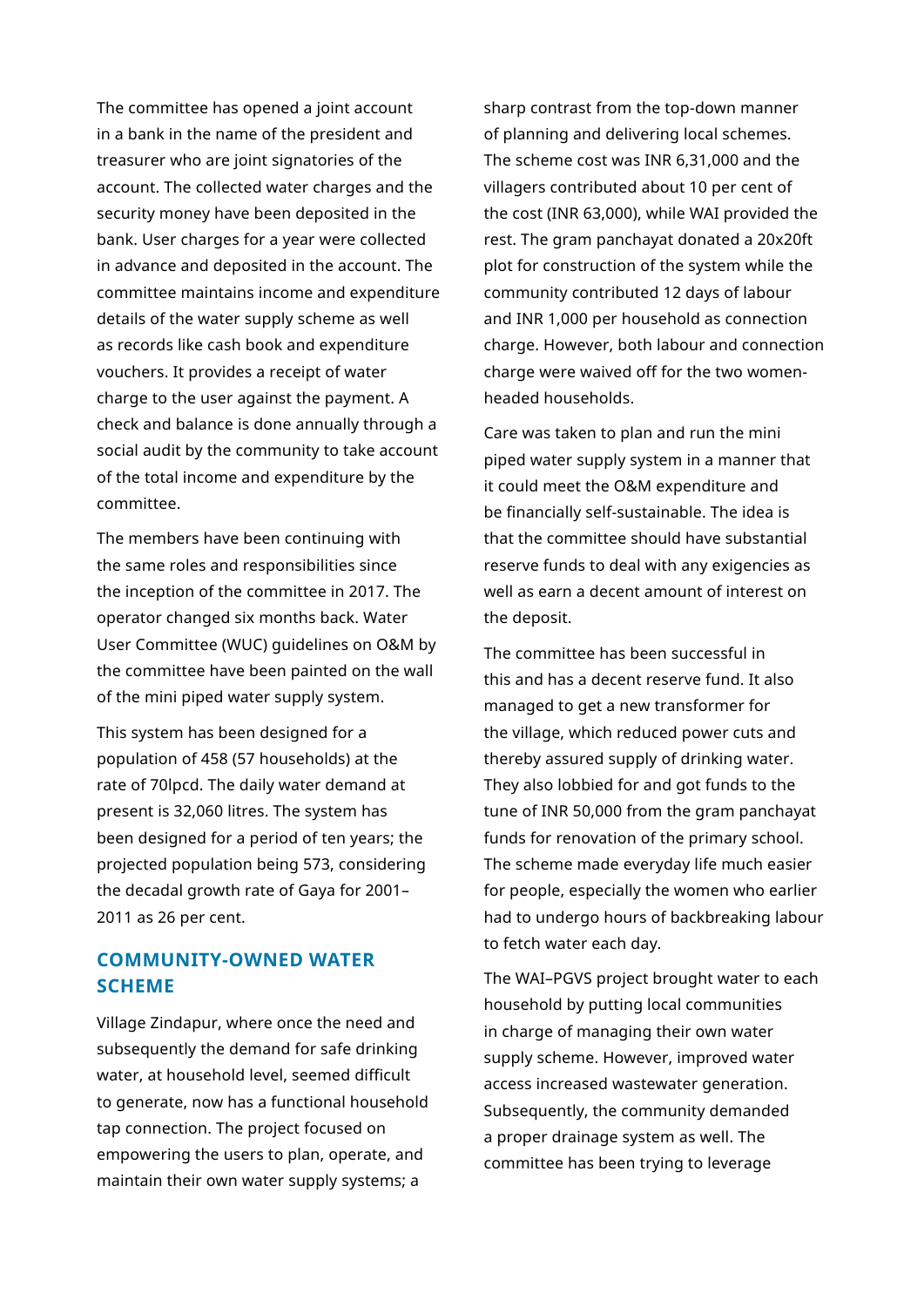The committee has opened a joint account in a bank in the name of the president and treasurer who are joint signatories of the account. The collected water charges and the security money have been deposited in the bank. User charges for a year were collected in advance and deposited in the account. The committee maintains income and expenditure details of the water supply scheme as well as records like cash book and expenditure vouchers. It provides a receipt of water charge to the user against the payment. A check and balance is done annually through a social audit by the community to take account of the total income and expenditure by the committee.

The members have been continuing with the same roles and responsibilities since the inception of the committee in 2017. The operator changed six months back. Water User Committee (WUC) guidelines on O&M by the committee have been painted on the wall of the mini piped water supply system.

This system has been designed for a population of 458 (57 households) at the rate of 70lpcd. The daily water demand at present is 32,060 litres. The system has been designed for a period of ten years; the projected population being 573, considering the decadal growth rate of Gaya for 2001–2011 as 26 per cent.

## COMMUNITY-OWNED WATER SCHEME

Village Zindapur, where once the need and subsequently the demand for safe drinking water, at household level, seemed difficult to generate, now has a functional household tap connection. The project focused on empowering the users to plan, operate, and maintain their own water supply systems; a sharp contrast from the top-down manner of planning and delivering local schemes. The scheme cost was INR 6,31,000 and the villagers contributed about 10 per cent of the cost (INR 63,000), while WAI provided the rest. The gram panchayat donated a 20x20ft plot for construction of the system while the community contributed 12 days of labour and INR 1,000 per household as connection charge. However, both labour and connection charge were waived off for the two women-headed households.

Care was taken to plan and run the mini piped water supply system in a manner that it could meet the O&M expenditure and be financially self-sustainable. The idea is that the committee should have substantial reserve funds to deal with any exigencies as well as earn a decent amount of interest on the deposit.

The committee has been successful in this and has a decent reserve fund. It also managed to get a new transformer for the village, which reduced power cuts and thereby assured supply of drinking water. They also lobbied for and got funds to the tune of INR 50,000 from the gram panchayat funds for renovation of the primary school. The scheme made everyday life much easier for people, especially the women who earlier had to undergo hours of backbreaking labour to fetch water each day.

The WAI–PGVS project brought water to each household by putting local communities in charge of managing their own water supply scheme. However, improved water access increased wastewater generation. Subsequently, the community demanded a proper drainage system as well. The committee has been trying to leverage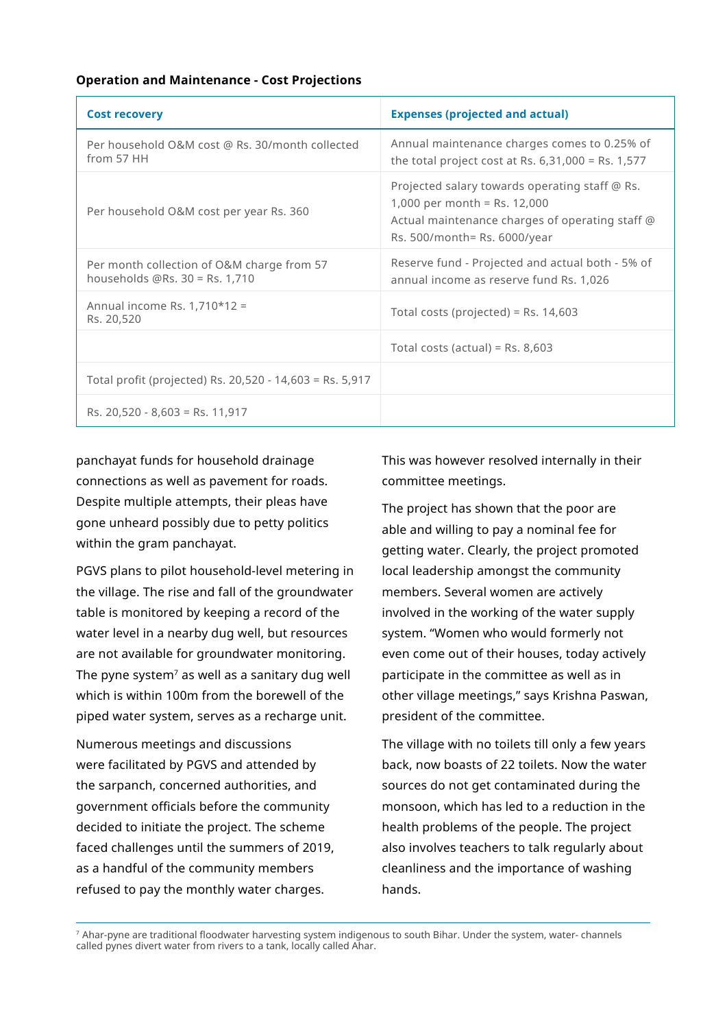**Operation and Maintenance - Cost Projections**

| Cost recovery | Expenses (projected and actual) |
|---|---|
| Per household O&M cost @ Rs. 30/month collected from 57 HH | Annual maintenance charges comes to 0.25% of the total project cost at Rs. 6,31,000 = Rs. 1,577 |
| Per household O&M cost per year Rs. 360 | Projected salary towards operating staff @ Rs. 1,000 per month = Rs. 12,000<br>Actual maintenance charges of operating staff @ Rs. 500/month= Rs. 6000/year |
| Per month collection of O&M charge from 57 households @Rs. 30 = Rs. 1,710 | Reserve fund - Projected and actual both - 5% of annual income as reserve fund Rs. 1,026 |
| Annual income Rs. 1,710*12 = Rs. 20,520 | Total costs (projected) = Rs. 14,603 |
| | Total costs (actual) = Rs. 8,603 |
| Total profit (projected) Rs. 20,520 - 14,603 = Rs. 5,917 | |
| Rs. 20,520 - 8,603 = Rs. 11,917 | |

panchayat funds for household drainage connections as well as pavement for roads. Despite multiple attempts, their pleas have gone unheard possibly due to petty politics within the gram panchayat.

PGVS plans to pilot household-level metering in the village. The rise and fall of the groundwater table is monitored by keeping a record of the water level in a nearby dug well, but resources are not available for groundwater monitoring. The pyne system[7] as well as a sanitary dug well which is within 100m from the borewell of the piped water system, serves as a recharge unit.

Numerous meetings and discussions were facilitated by PGVS and attended by the sarpanch, concerned authorities, and government officials before the community decided to initiate the project. The scheme faced challenges until the summers of 2019, as a handful of the community members refused to pay the monthly water charges. This was however resolved internally in their committee meetings.

The project has shown that the poor are able and willing to pay a nominal fee for getting water. Clearly, the project promoted local leadership amongst the community members. Several women are actively involved in the working of the water supply system. "Women who would formerly not even come out of their houses, today actively participate in the committee as well as in other village meetings," says Krishna Paswan, president of the committee.

The village with no toilets till only a few years back, now boasts of 22 toilets. Now the water sources do not get contaminated during the monsoon, which has led to a reduction in the health problems of the people. The project also involves teachers to talk regularly about cleanliness and the importance of washing hands.

---

[7] Ahar-pyne are traditional floodwater harvesting system indigenous to south Bihar. Under the system, water- channels called pynes divert water from rivers to a tank, locally called Ahar.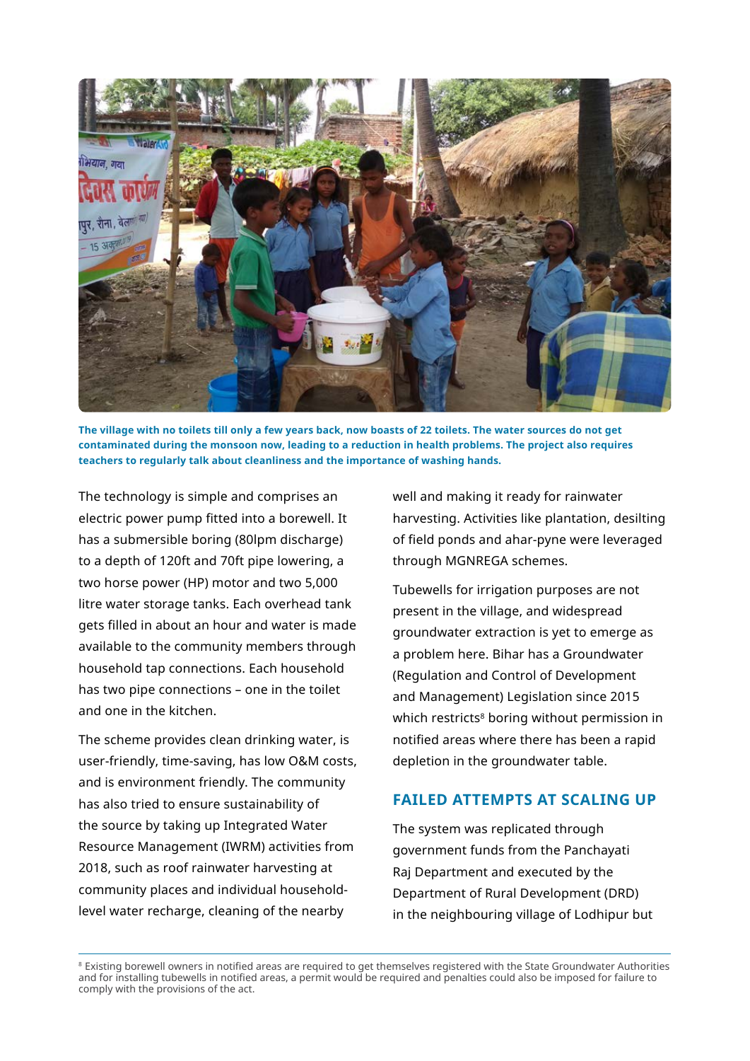The village with no toilets till only a few years back, now boasts of 22 toilets. The water sources do not get contaminated during the monsoon now, leading to a reduction in health problems. The project also requires teachers to regularly talk about cleanliness and the importance of washing hands.

The technology is simple and comprises an electric power pump fitted into a borewell. It has a submersible boring (80lpm discharge) to a depth of 120ft and 70ft pipe lowering, a two horse power (HP) motor and two 5,000 litre water storage tanks. Each overhead tank gets filled in about an hour and water is made available to the community members through household tap connections. Each household has two pipe connections – one in the toilet and one in the kitchen.

The scheme provides clean drinking water, is user-friendly, time-saving, has low O&M costs, and is environment friendly. The community has also tried to ensure sustainability of the source by taking up Integrated Water Resource Management (IWRM) activities from 2018, such as roof rainwater harvesting at community places and individual household-level water recharge, cleaning of the nearby well and making it ready for rainwater harvesting. Activities like plantation, desilting of field ponds and ahar-pyne were leveraged through MGNREGA schemes.

Tubewells for irrigation purposes are not present in the village, and widespread groundwater extraction is yet to emerge as a problem here. Bihar has a Groundwater (Regulation and Control of Development and Management) Legislation since 2015 which restricts[8] boring without permission in notified areas where there has been a rapid depletion in the groundwater table.

## FAILED ATTEMPTS AT SCALING UP

The system was replicated through government funds from the Panchayati Raj Department and executed by the Department of Rural Development (DRD) in the neighbouring village of Lodhipur but

[8] Existing borewell owners in notified areas are required to get themselves registered with the State Groundwater Authorities and for installing tubewells in notified areas, a permit would be required and penalties could also be imposed for failure to comply with the provisions of the act.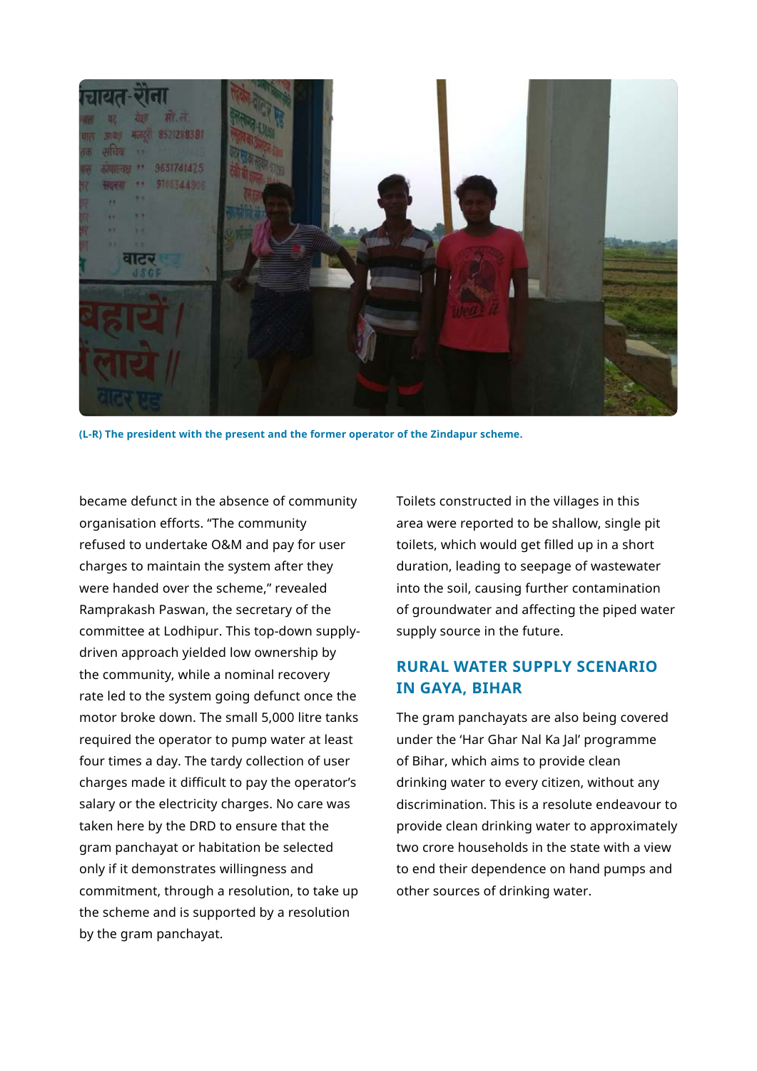(L-R) The president with the present and the former operator of the Zindapur scheme.

became defunct in the absence of community organisation efforts. "The community refused to undertake O&M and pay for user charges to maintain the system after they were handed over the scheme," revealed Ramprakash Paswan, the secretary of the committee at Lodhipur. This top-down supply-driven approach yielded low ownership by the community, while a nominal recovery rate led to the system going defunct once the motor broke down. The small 5,000 litre tanks required the operator to pump water at least four times a day. The tardy collection of user charges made it difficult to pay the operator's salary or the electricity charges. No care was taken here by the DRD to ensure that the gram panchayat or habitation be selected only if it demonstrates willingness and commitment, through a resolution, to take up the scheme and is supported by a resolution by the gram panchayat.

Toilets constructed in the villages in this area were reported to be shallow, single pit toilets, which would get filled up in a short duration, leading to seepage of wastewater into the soil, causing further contamination of groundwater and affecting the piped water supply source in the future.

## RURAL WATER SUPPLY SCENARIO IN GAYA, BIHAR

The gram panchayats are also being covered under the 'Har Ghar Nal Ka Jal' programme of Bihar, which aims to provide clean drinking water to every citizen, without any discrimination. This is a resolute endeavour to provide clean drinking water to approximately two crore households in the state with a view to end their dependence on hand pumps and other sources of drinking water.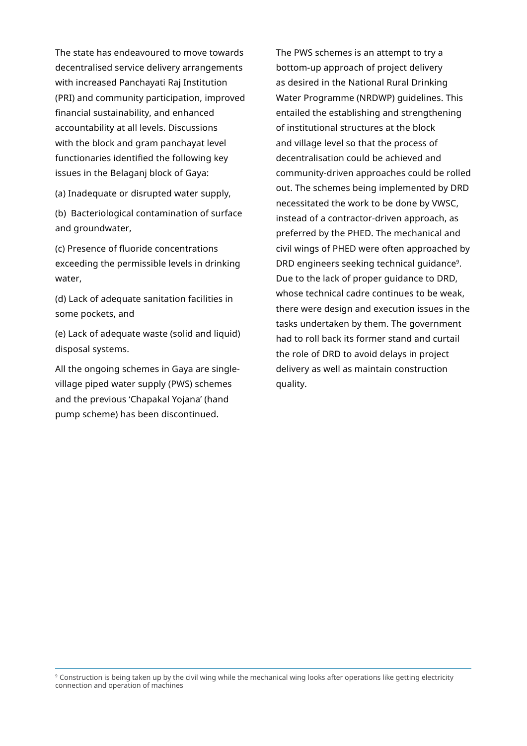The state has endeavoured to move towards decentralised service delivery arrangements with increased Panchayati Raj Institution (PRI) and community participation, improved financial sustainability, and enhanced accountability at all levels. Discussions with the block and gram panchayat level functionaries identified the following key issues in the Belaganj block of Gaya:

(a) Inadequate or disrupted water supply,

(b) Bacteriological contamination of surface and groundwater,

(c) Presence of fluoride concentrations exceeding the permissible levels in drinking water,

(d) Lack of adequate sanitation facilities in some pockets, and

(e) Lack of adequate waste (solid and liquid) disposal systems.

All the ongoing schemes in Gaya are single-village piped water supply (PWS) schemes and the previous 'Chapakal Yojana' (hand pump scheme) has been discontinued.

The PWS schemes is an attempt to try a bottom-up approach of project delivery as desired in the National Rural Drinking Water Programme (NRDWP) guidelines. This entailed the establishing and strengthening of institutional structures at the block and village level so that the process of decentralisation could be achieved and community-driven approaches could be rolled out. The schemes being implemented by DRD necessitated the work to be done by VWSC, instead of a contractor-driven approach, as preferred by the PHED. The mechanical and civil wings of PHED were often approached by DRD engineers seeking technical guidance[9]. Due to the lack of proper guidance to DRD, whose technical cadre continues to be weak, there were design and execution issues in the tasks undertaken by them. The government had to roll back its former stand and curtail the role of DRD to avoid delays in project delivery as well as maintain construction quality.

[9] Construction is being taken up by the civil wing while the mechanical wing looks after operations like getting electricity connection and operation of machines